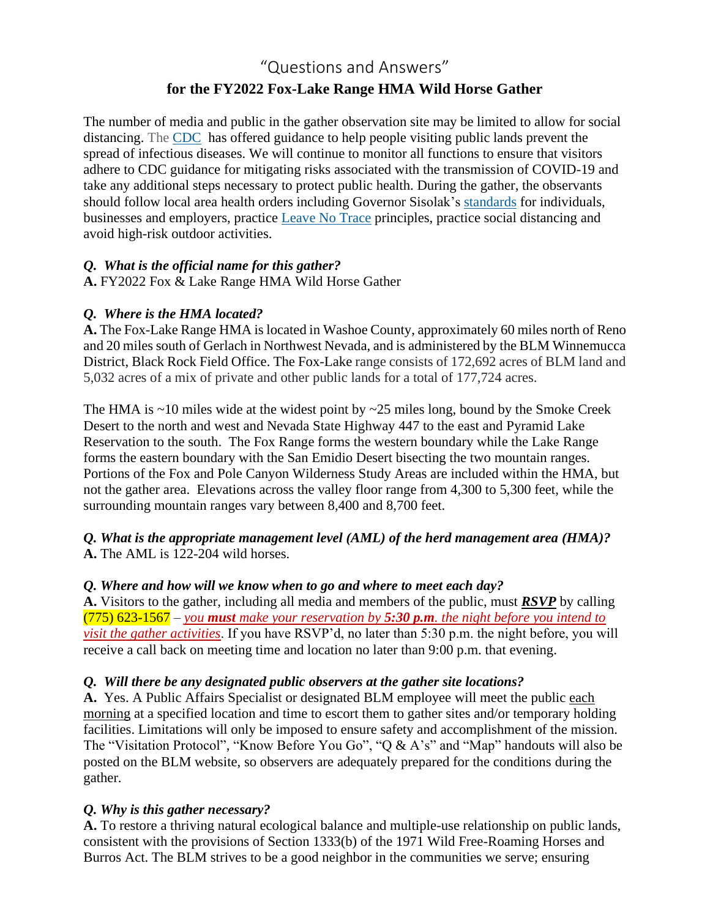# "Questions and Answers"

## for the FY2022 Fox-Lake Range HMA Wild Horse Gather

The number of media and public in the gather observation site may be limited to allow for social distancing. The CDC has offered guidance to help people visiting public lands prevent the spread of infectious diseases. We will continue to monitor all functions to ensure that visitors adhere to CDC guidance for mitigating risks associated with the transmission of COVID-19 and take any additional steps necessary to protect public health. During the gather, the observants should follow local area health orders including Governor Sisolak's standards for individuals, businesses and employers, practice Leave No Trace principles, practice social distancing and avoid high-risk outdoor activities.

***Q. What is the official name for this gather?***
**A.** FY2022 Fox & Lake Range HMA Wild Horse Gather

***Q. Where is the HMA located?***
**A.** The Fox-Lake Range HMA is located in Washoe County, approximately 60 miles north of Reno and 20 miles south of Gerlach in Northwest Nevada, and is administered by the BLM Winnemucca District, Black Rock Field Office. The Fox-Lake range consists of 172,692 acres of BLM land and 5,032 acres of a mix of private and other public lands for a total of 177,724 acres.

The HMA is ~10 miles wide at the widest point by ~25 miles long, bound by the Smoke Creek Desert to the north and west and Nevada State Highway 447 to the east and Pyramid Lake Reservation to the south. The Fox Range forms the western boundary while the Lake Range forms the eastern boundary with the San Emidio Desert bisecting the two mountain ranges. Portions of the Fox and Pole Canyon Wilderness Study Areas are included within the HMA, but not the gather area. Elevations across the valley floor range from 4,300 to 5,300 feet, while the surrounding mountain ranges vary between 8,400 and 8,700 feet.

***Q. What is the appropriate management level (AML) of the herd management area (HMA)?***
**A.** The AML is 122-204 wild horses.

***Q. Where and how will we know when to go and where to meet each day?***
**A.** Visitors to the gather, including all media and members of the public, must ***RSVP*** by calling (775) 623-1567 – *you **must** make your reservation by **5:30 p.m**. the night before you intend to visit the gather activities*. If you have RSVP'd, no later than 5:30 p.m. the night before, you will receive a call back on meeting time and location no later than 9:00 p.m. that evening.

***Q. Will there be any designated public observers at the gather site locations?***
**A.** Yes. A Public Affairs Specialist or designated BLM employee will meet the public each morning at a specified location and time to escort them to gather sites and/or temporary holding facilities. Limitations will only be imposed to ensure safety and accomplishment of the mission. The "Visitation Protocol", "Know Before You Go", "Q & A's" and "Map" handouts will also be posted on the BLM website, so observers are adequately prepared for the conditions during the gather.

***Q. Why is this gather necessary?***
**A.** To restore a thriving natural ecological balance and multiple-use relationship on public lands, consistent with the provisions of Section 1333(b) of the 1971 Wild Free-Roaming Horses and Burros Act. The BLM strives to be a good neighbor in the communities we serve; ensuring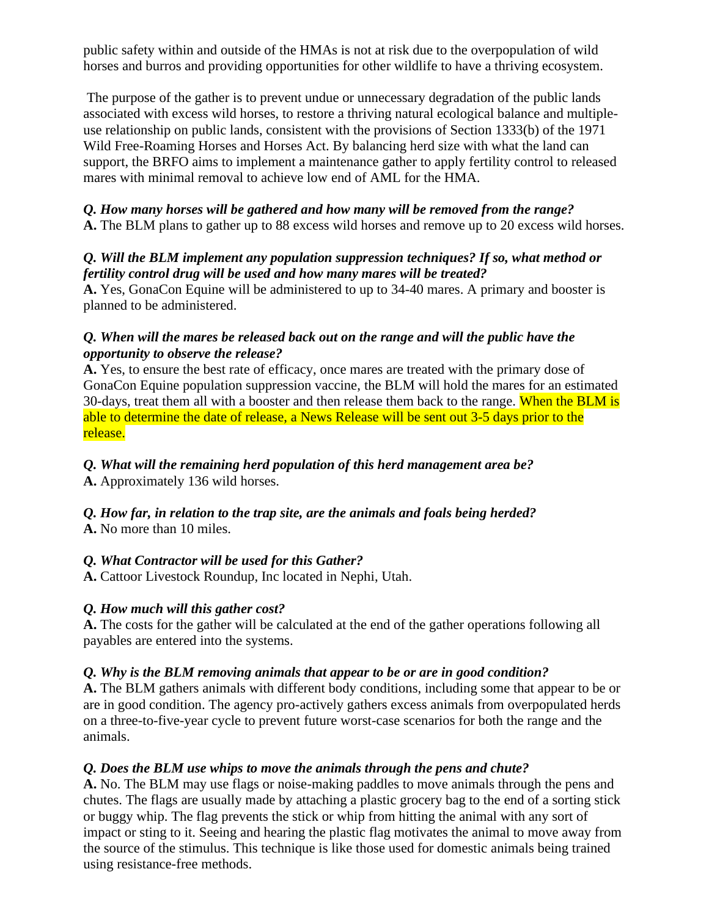public safety within and outside of the HMAs is not at risk due to the overpopulation of wild horses and burros and providing opportunities for other wildlife to have a thriving ecosystem.

The purpose of the gather is to prevent undue or unnecessary degradation of the public lands associated with excess wild horses, to restore a thriving natural ecological balance and multiple-use relationship on public lands, consistent with the provisions of Section 1333(b) of the 1971 Wild Free-Roaming Horses and Horses Act. By balancing herd size with what the land can support, the BRFO aims to implement a maintenance gather to apply fertility control to released mares with minimal removal to achieve low end of AML for the HMA.

***Q. How many horses will be gathered and how many will be removed from the range?***
**A.** The BLM plans to gather up to 88 excess wild horses and remove up to 20 excess wild horses.

***Q. Will the BLM implement any population suppression techniques? If so, what method or fertility control drug will be used and how many mares will be treated?***
**A.** Yes, GonaCon Equine will be administered to up to 34-40 mares. A primary and booster is planned to be administered.

***Q. When will the mares be released back out on the range and will the public have the opportunity to observe the release?***
**A.** Yes, to ensure the best rate of efficacy, once mares are treated with the primary dose of GonaCon Equine population suppression vaccine, the BLM will hold the mares for an estimated 30-days, treat them all with a booster and then release them back to the range. When the BLM is able to determine the date of release, a News Release will be sent out 3-5 days prior to the release.

***Q. What will the remaining herd population of this herd management area be?***
**A.** Approximately 136 wild horses.

***Q. How far, in relation to the trap site, are the animals and foals being herded?***
**A.** No more than 10 miles.

***Q. What Contractor will be used for this Gather?***
**A.** Cattoor Livestock Roundup, Inc located in Nephi, Utah.

***Q. How much will this gather cost?***
**A.** The costs for the gather will be calculated at the end of the gather operations following all payables are entered into the systems.

***Q. Why is the BLM removing animals that appear to be or are in good condition?***
**A.** The BLM gathers animals with different body conditions, including some that appear to be or are in good condition. The agency pro-actively gathers excess animals from overpopulated herds on a three-to-five-year cycle to prevent future worst-case scenarios for both the range and the animals.

***Q. Does the BLM use whips to move the animals through the pens and chute?***
**A.** No. The BLM may use flags or noise-making paddles to move animals through the pens and chutes. The flags are usually made by attaching a plastic grocery bag to the end of a sorting stick or buggy whip. The flag prevents the stick or whip from hitting the animal with any sort of impact or sting to it. Seeing and hearing the plastic flag motivates the animal to move away from the source of the stimulus. This technique is like those used for domestic animals being trained using resistance-free methods.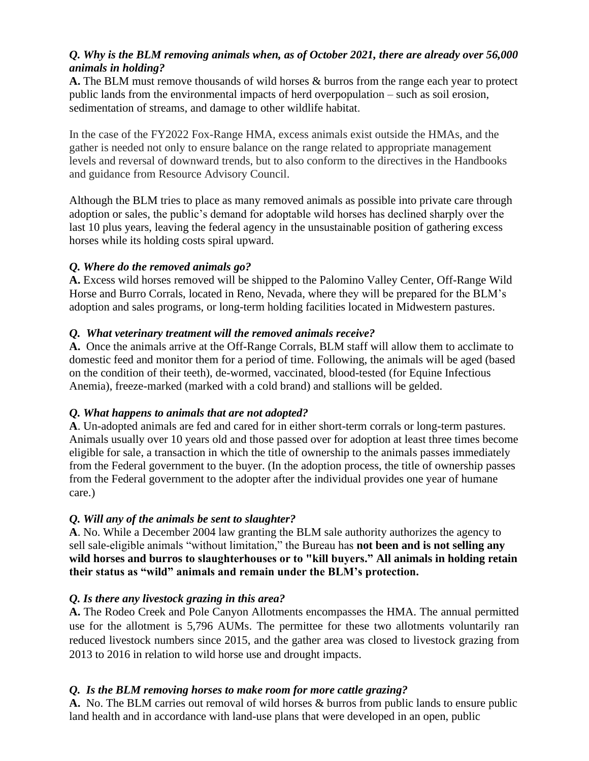***Q. Why is the BLM removing animals when, as of October 2021, there are already over 56,000 animals in holding?***

**A.** The BLM must remove thousands of wild horses & burros from the range each year to protect public lands from the environmental impacts of herd overpopulation – such as soil erosion, sedimentation of streams, and damage to other wildlife habitat.

In the case of the FY2022 Fox-Range HMA, excess animals exist outside the HMAs, and the gather is needed not only to ensure balance on the range related to appropriate management levels and reversal of downward trends, but to also conform to the directives in the Handbooks and guidance from Resource Advisory Council.

Although the BLM tries to place as many removed animals as possible into private care through adoption or sales, the public's demand for adoptable wild horses has declined sharply over the last 10 plus years, leaving the federal agency in the unsustainable position of gathering excess horses while its holding costs spiral upward.

***Q. Where do the removed animals go?***

**A.** Excess wild horses removed will be shipped to the Palomino Valley Center, Off-Range Wild Horse and Burro Corrals, located in Reno, Nevada, where they will be prepared for the BLM's adoption and sales programs, or long-term holding facilities located in Midwestern pastures.

***Q. What veterinary treatment will the removed animals receive?***

**A.** Once the animals arrive at the Off-Range Corrals, BLM staff will allow them to acclimate to domestic feed and monitor them for a period of time. Following, the animals will be aged (based on the condition of their teeth), de-wormed, vaccinated, blood-tested (for Equine Infectious Anemia), freeze-marked (marked with a cold brand) and stallions will be gelded.

***Q. What happens to animals that are not adopted?***

**A**. Un-adopted animals are fed and cared for in either short-term corrals or long-term pastures. Animals usually over 10 years old and those passed over for adoption at least three times become eligible for sale, a transaction in which the title of ownership to the animals passes immediately from the Federal government to the buyer. (In the adoption process, the title of ownership passes from the Federal government to the adopter after the individual provides one year of humane care.)

***Q. Will any of the animals be sent to slaughter?***

**A**. No. While a December 2004 law granting the BLM sale authority authorizes the agency to sell sale-eligible animals "without limitation," the Bureau has **not been and is not selling any wild horses and burros to slaughterhouses or to "kill buyers." All animals in holding retain their status as "wild" animals and remain under the BLM's protection.**

***Q. Is there any livestock grazing in this area?***

**A.** The Rodeo Creek and Pole Canyon Allotments encompasses the HMA. The annual permitted use for the allotment is 5,796 AUMs. The permittee for these two allotments voluntarily ran reduced livestock numbers since 2015, and the gather area was closed to livestock grazing from 2013 to 2016 in relation to wild horse use and drought impacts.

***Q. Is the BLM removing horses to make room for more cattle grazing?***

**A.** No. The BLM carries out removal of wild horses & burros from public lands to ensure public land health and in accordance with land-use plans that were developed in an open, public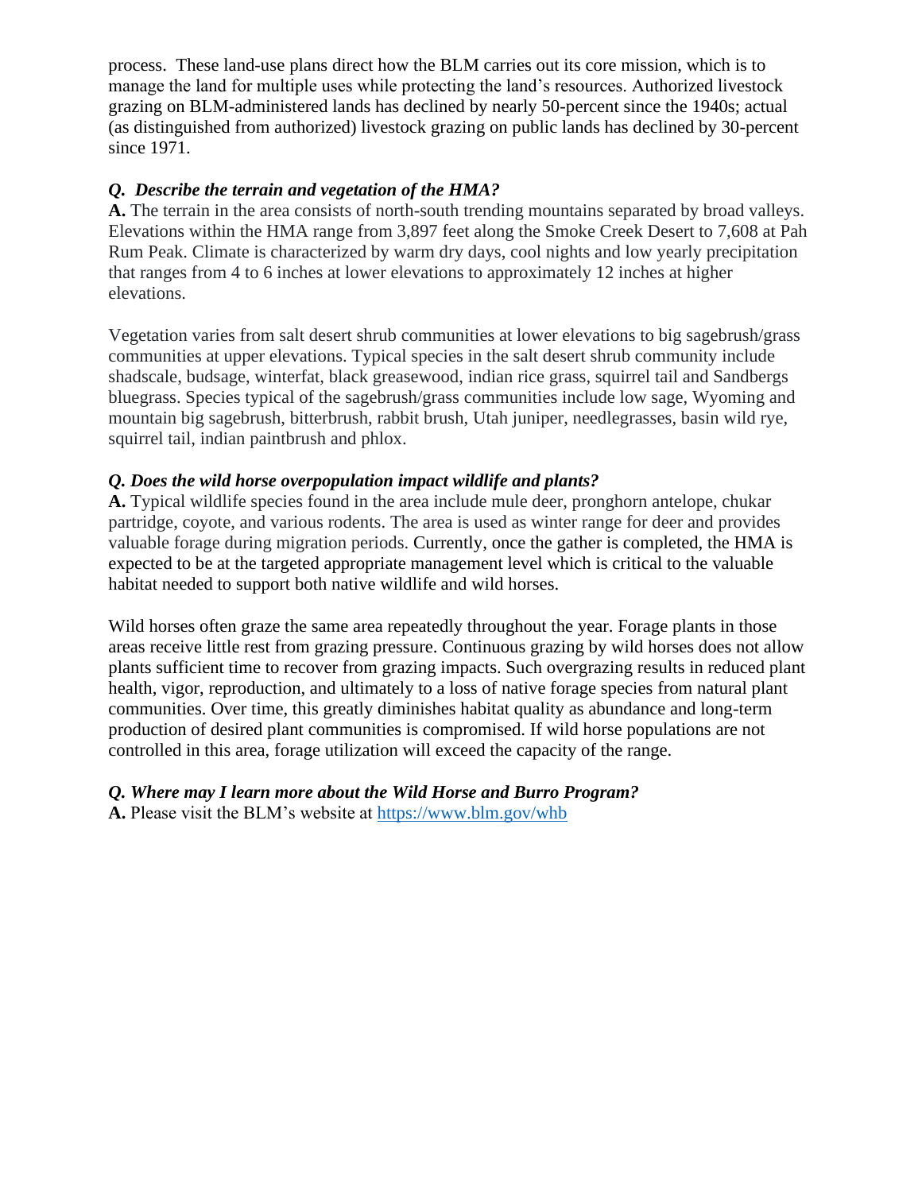process. These land-use plans direct how the BLM carries out its core mission, which is to manage the land for multiple uses while protecting the land's resources. Authorized livestock grazing on BLM-administered lands has declined by nearly 50-percent since the 1940s; actual (as distinguished from authorized) livestock grazing on public lands has declined by 30-percent since 1971.

***Q. Describe the terrain and vegetation of the HMA?***

**A.** The terrain in the area consists of north-south trending mountains separated by broad valleys. Elevations within the HMA range from 3,897 feet along the Smoke Creek Desert to 7,608 at Pah Rum Peak. Climate is characterized by warm dry days, cool nights and low yearly precipitation that ranges from 4 to 6 inches at lower elevations to approximately 12 inches at higher elevations.

Vegetation varies from salt desert shrub communities at lower elevations to big sagebrush/grass communities at upper elevations. Typical species in the salt desert shrub community include shadscale, budsage, winterfat, black greasewood, indian rice grass, squirrel tail and Sandbergs bluegrass. Species typical of the sagebrush/grass communities include low sage, Wyoming and mountain big sagebrush, bitterbrush, rabbit brush, Utah juniper, needlegrasses, basin wild rye, squirrel tail, indian paintbrush and phlox.

***Q. Does the wild horse overpopulation impact wildlife and plants?***

**A.** Typical wildlife species found in the area include mule deer, pronghorn antelope, chukar partridge, coyote, and various rodents. The area is used as winter range for deer and provides valuable forage during migration periods. Currently, once the gather is completed, the HMA is expected to be at the targeted appropriate management level which is critical to the valuable habitat needed to support both native wildlife and wild horses.

Wild horses often graze the same area repeatedly throughout the year. Forage plants in those areas receive little rest from grazing pressure. Continuous grazing by wild horses does not allow plants sufficient time to recover from grazing impacts. Such overgrazing results in reduced plant health, vigor, reproduction, and ultimately to a loss of native forage species from natural plant communities. Over time, this greatly diminishes habitat quality as abundance and long-term production of desired plant communities is compromised. If wild horse populations are not controlled in this area, forage utilization will exceed the capacity of the range.

***Q. Where may I learn more about the Wild Horse and Burro Program?***

**A.** Please visit the BLM's website at https://www.blm.gov/whb